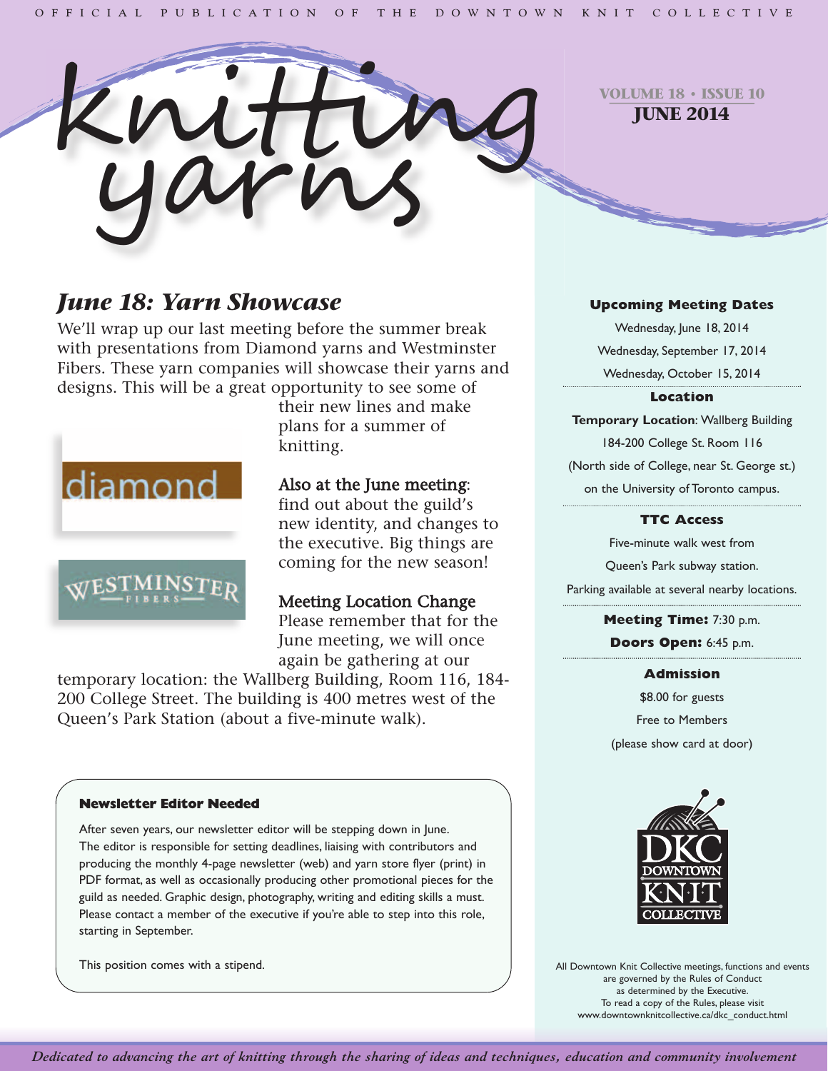OFFICIAL PUBLICATION OF THE DOWNTOWN KNIT COLLECTIVE

# knitting yarns

**VOLUME 18 • ISSUE 10**
**JUNE 2014**

## *June 18: Yarn Showcase*

We'll wrap up our last meeting before the summer break with presentations from Diamond yarns and Westminster Fibers. These yarn companies will showcase their yarns and designs. This will be a great opportunity to see some of their new lines and make plans for a summer of knitting.

diamond

WESTMINSTER FIBERS

### Also at the June meeting:

find out about the guild's new identity, and changes to the executive. Big things are coming for the new season!

### Meeting Location Change

Please remember that for the June meeting, we will once again be gathering at our temporary location: the Wallberg Building, Room 116, 184-200 College Street. The building is 400 metres west of the Queen's Park Station (about a five-minute walk).

### Newsletter Editor Needed

After seven years, our newsletter editor will be stepping down in June. The editor is responsible for setting deadlines, liaising with contributors and producing the monthly 4-page newsletter (web) and yarn store flyer (print) in PDF format, as well as occasionally producing other promotional pieces for the guild as needed. Graphic design, photography, writing and editing skills a must. Please contact a member of the executive if you're able to step into this role, starting in September.

This position comes with a stipend.

### Upcoming Meeting Dates

Wednesday, June 18, 2014

Wednesday, September 17, 2014

Wednesday, October 15, 2014

### Location

**Temporary Location**: Wallberg Building

184-200 College St. Room 116

(North side of College, near St. George st.)

on the University of Toronto campus.

### TTC Access

Five-minute walk west from

Queen's Park subway station.

Parking available at several nearby locations.

**Meeting Time:** 7:30 p.m.

**Doors Open:** 6:45 p.m.

### Admission

$8.00 for guests

Free to Members

(please show card at door)

DKC DOWNTOWN KNIT COLLECTIVE

All Downtown Knit Collective meetings, functions and events are governed by the Rules of Conduct as determined by the Executive. To read a copy of the Rules, please visit www.downtownknitcollective.ca/dkc_conduct.html

*Dedicated to advancing the art of knitting through the sharing of ideas and techniques, education and community involvement*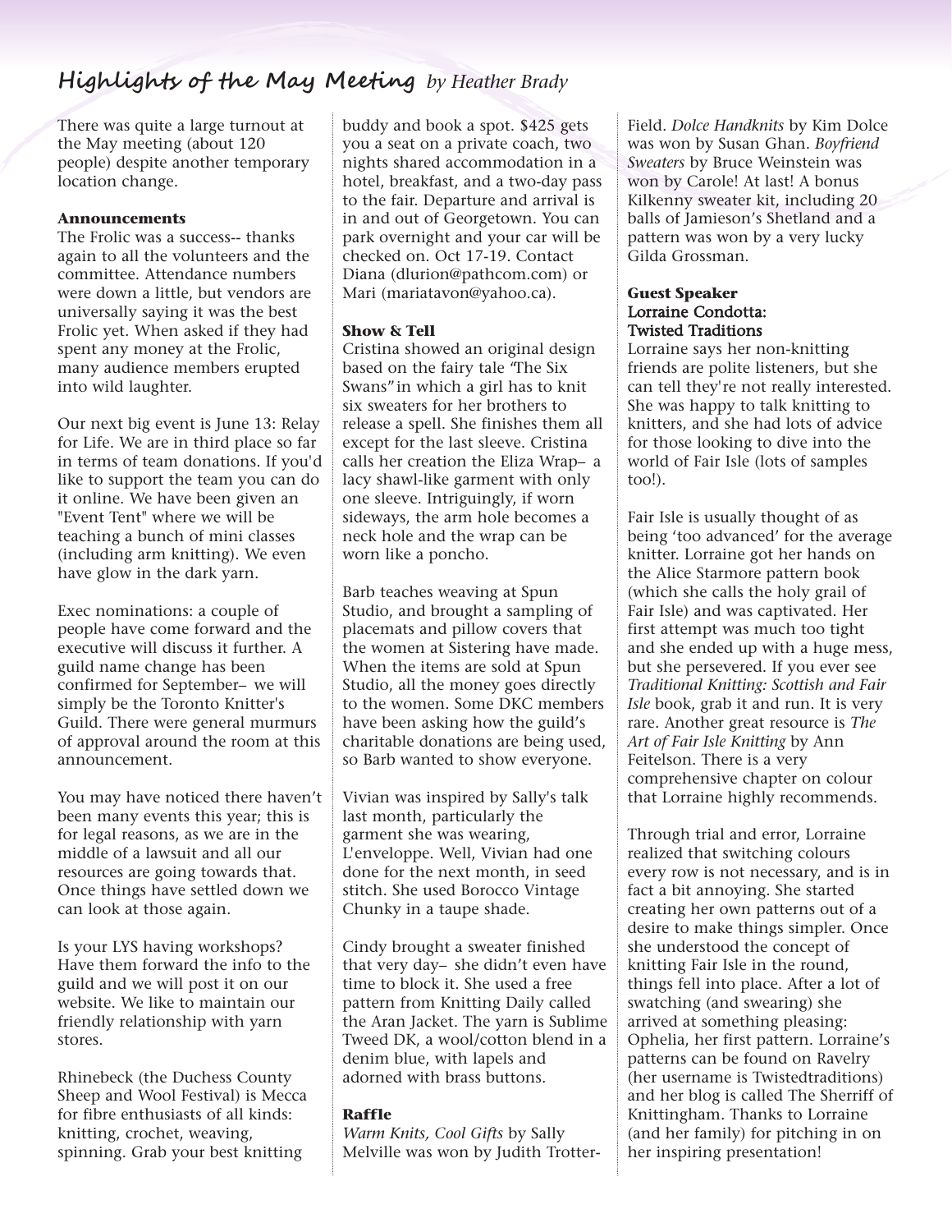## Highlights of the May Meeting *by Heather Brady*

There was quite a large turnout at the May meeting (about 120 people) despite another temporary location change.

**Announcements**

The Frolic was a success-- thanks again to all the volunteers and the committee. Attendance numbers were down a little, but vendors are universally saying it was the best Frolic yet. When asked if they had spent any money at the Frolic, many audience members erupted into wild laughter.

Our next big event is June 13: Relay for Life. We are in third place so far in terms of team donations. If you'd like to support the team you can do it online. We have been given an "Event Tent" where we will be teaching a bunch of mini classes (including arm knitting). We even have glow in the dark yarn.

Exec nominations: a couple of people have come forward and the executive will discuss it further. A guild name change has been confirmed for September– we will simply be the Toronto Knitter's Guild. There were general murmurs of approval around the room at this announcement.

You may have noticed there haven't been many events this year; this is for legal reasons, as we are in the middle of a lawsuit and all our resources are going towards that. Once things have settled down we can look at those again.

Is your LYS having workshops? Have them forward the info to the guild and we will post it on our website. We like to maintain our friendly relationship with yarn stores.

Rhinebeck (the Duchess County Sheep and Wool Festival) is Mecca for fibre enthusiasts of all kinds: knitting, crochet, weaving, spinning. Grab your best knitting buddy and book a spot. $425 gets you a seat on a private coach, two nights shared accommodation in a hotel, breakfast, and a two-day pass to the fair. Departure and arrival is in and out of Georgetown. You can park overnight and your car will be checked on. Oct 17-19. Contact Diana (dlurion@pathcom.com) or Mari (mariatavon@yahoo.ca).

**Show & Tell**

Cristina showed an original design based on the fairy tale "The Six Swans" in which a girl has to knit six sweaters for her brothers to release a spell. She finishes them all except for the last sleeve. Cristina calls her creation the Eliza Wrap– a lacy shawl-like garment with only one sleeve. Intriguingly, if worn sideways, the arm hole becomes a neck hole and the wrap can be worn like a poncho.

Barb teaches weaving at Spun Studio, and brought a sampling of placemats and pillow covers that the women at Sistering have made. When the items are sold at Spun Studio, all the money goes directly to the women. Some DKC members have been asking how the guild's charitable donations are being used, so Barb wanted to show everyone.

Vivian was inspired by Sally's talk last month, particularly the garment she was wearing, L'enveloppe. Well, Vivian had one done for the next month, in seed stitch. She used Borocco Vintage Chunky in a taupe shade.

Cindy brought a sweater finished that very day– she didn't even have time to block it. She used a free pattern from Knitting Daily called the Aran Jacket. The yarn is Sublime Tweed DK, a wool/cotton blend in a denim blue, with lapels and adorned with brass buttons.

**Raffle**

*Warm Knits, Cool Gifts* by Sally Melville was won by Judith Trotter-Field. *Dolce Handknits* by Kim Dolce was won by Susan Ghan. *Boyfriend Sweaters* by Bruce Weinstein was won by Carole! At last! A bonus Kilkenny sweater kit, including 20 balls of Jamieson's Shetland and a pattern was won by a very lucky Gilda Grossman.

**Guest Speaker**
**Lorraine Condotta:**
**Twisted Traditions**

Lorraine says her non-knitting friends are polite listeners, but she can tell they're not really interested. She was happy to talk knitting to knitters, and she had lots of advice for those looking to dive into the world of Fair Isle (lots of samples too!).

Fair Isle is usually thought of as being 'too advanced' for the average knitter. Lorraine got her hands on the Alice Starmore pattern book (which she calls the holy grail of Fair Isle) and was captivated. Her first attempt was much too tight and she ended up with a huge mess, but she persevered. If you ever see *Traditional Knitting: Scottish and Fair Isle* book, grab it and run. It is very rare. Another great resource is *The Art of Fair Isle Knitting* by Ann Feitelson. There is a very comprehensive chapter on colour that Lorraine highly recommends.

Through trial and error, Lorraine realized that switching colours every row is not necessary, and is in fact a bit annoying. She started creating her own patterns out of a desire to make things simpler. Once she understood the concept of knitting Fair Isle in the round, things fell into place. After a lot of swatching (and swearing) she arrived at something pleasing: Ophelia, her first pattern. Lorraine's patterns can be found on Ravelry (her username is Twistedtraditions) and her blog is called The Sherriff of Knittingham. Thanks to Lorraine (and her family) for pitching in on her inspiring presentation!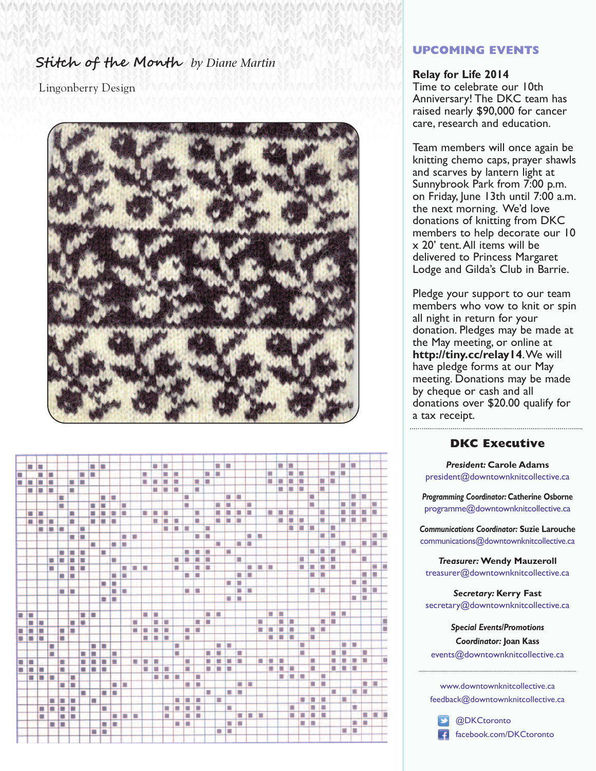## Stitch of the Month *by Diane Martin*

Lingonberry Design

## UPCOMING EVENTS

**Relay for Life 2014**
Time to celebrate our 10th Anniversary! The DKC team has raised nearly $90,000 for cancer care, research and education.

Team members will once again be knitting chemo caps, prayer shawls and scarves by lantern light at Sunnybrook Park from 7:00 p.m. on Friday, June 13th until 7:00 a.m. the next morning. We'd love donations of knitting from DKC members to help decorate our 10 x 20' tent. All items will be delivered to Princess Margaret Lodge and Gilda's Club in Barrie.

Pledge your support to our team members who vow to knit or spin all night in return for your donation. Pledges may be made at the May meeting, or online at **http://tiny.cc/relay14**. We will have pledge forms at our May meeting. Donations may be made by cheque or cash and all donations over $20.00 qualify for a tax receipt.

### DKC Executive

***President:*** **Carole Adams**
president@downtownknitcollective.ca

***Programming Coordinator:*** **Catherine Osborne**
programme@downtownknitcollective.ca

***Communications Coordinator:*** **Suzie Larouche**
communications@downtownknitcollective.ca

***Treasurer:*** **Wendy Mauzeroll**
treasurer@downtownknitcollective.ca

***Secretary:*** **Kerry Fast**
secretary@downtownknitcollective.ca

***Special Events/Promotions Coordinator:*** **Joan Kass**
events@downtownknitcollective.ca

www.downtownknitcollective.ca
feedback@downtownknitcollective.ca

@DKCtoronto
facebook.com/DKCtoronto